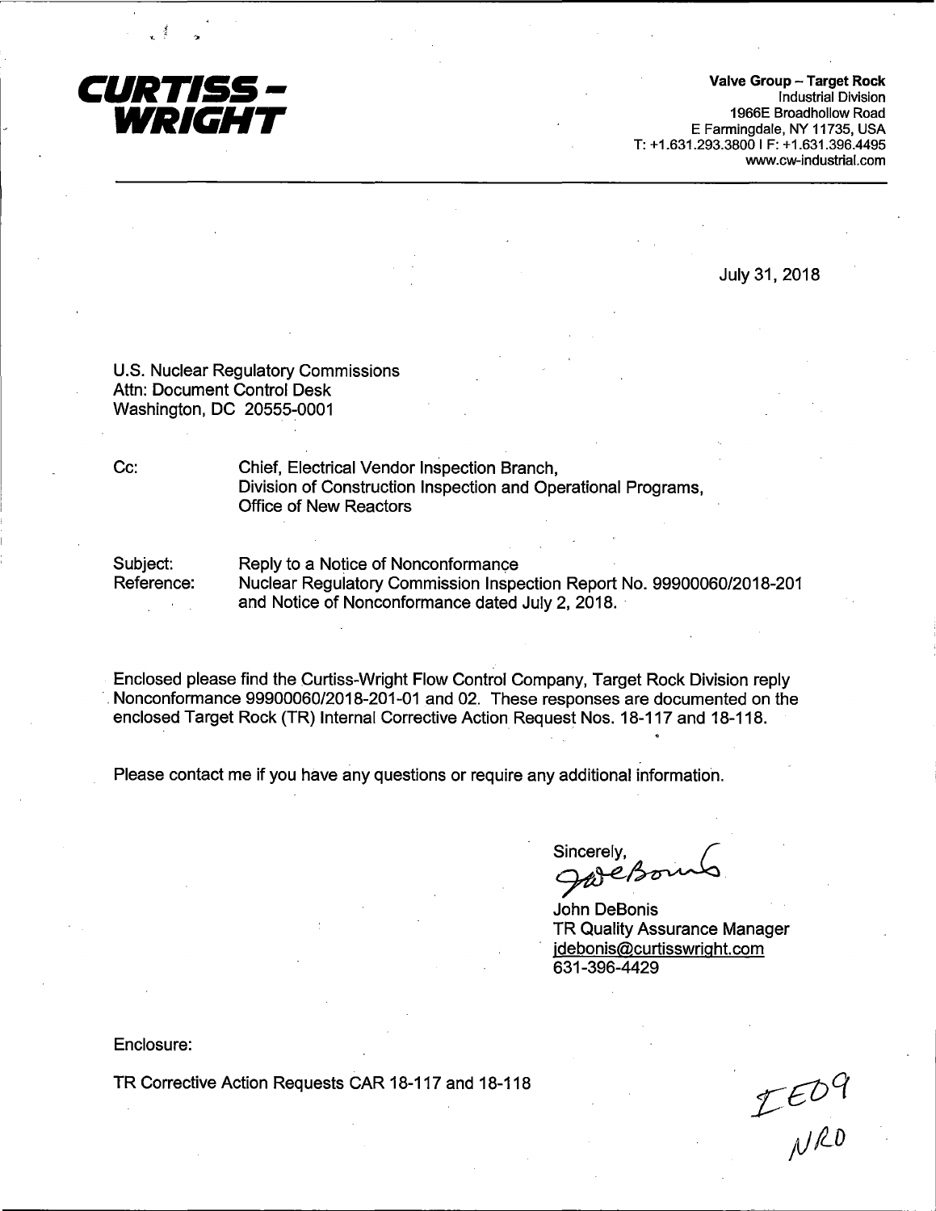**CURTISS - WRIGHT**

**Valve Group – Target Rock**
Industrial Division
1966E Broadhollow Road
E Farmingdale, NY 11735, USA
T: +1.631.293.3800 I F: +1.631.396.4495
www.cw-industrial.com

July 31, 2018

U.S. Nuclear Regulatory Commissions
Attn: Document Control Desk
Washington, DC 20555-0001

Cc: Chief, Electrical Vendor Inspection Branch,
Division of Construction Inspection and Operational Programs,
Office of New Reactors

Subject: Reply to a Notice of Nonconformance
Reference: Nuclear Regulatory Commission Inspection Report No. 99900060/2018-201 and Notice of Nonconformance dated July 2, 2018.

Enclosed please find the Curtiss-Wright Flow Control Company, Target Rock Division reply Nonconformance 99900060/2018-201-01 and 02. These responses are documented on the enclosed Target Rock (TR) Internal Corrective Action Request Nos. 18-117 and 18-118.

Please contact me if you have any questions or require any additional information.

Sincerely,

John DeBonis
TR Quality Assurance Manager
jdebonis@curtisswright.com
631-396-4429

Enclosure:

TR Corrective Action Requests CAR 18-117 and 18-118

IE09
NRO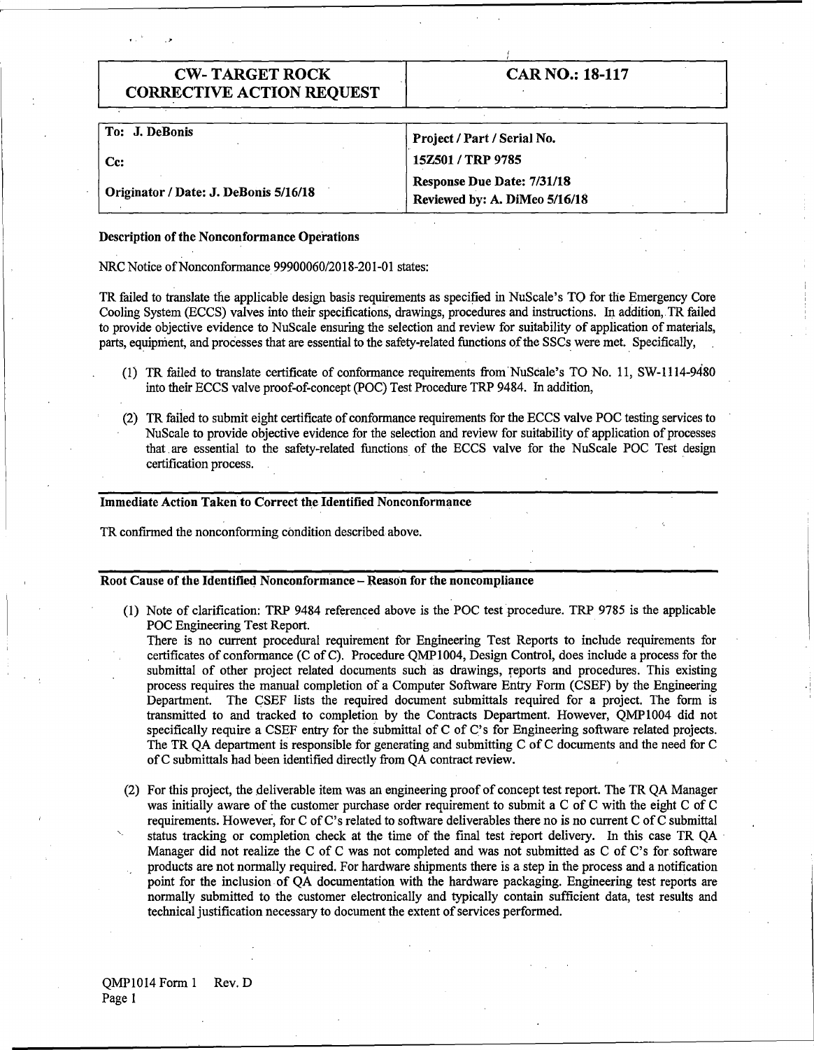| CW- TARGET ROCK CORRECTIVE ACTION REQUEST | CAR NO.: 18-117 |
|---|---|

| To: J. DeBonis | Project / Part / Serial No. |
|---|---|
| Cc: | 15Z501 / TRP 9785 |
| Originator / Date: J. DeBonis 5/16/18 | Response Due Date: 7/31/18<br>Reviewed by: A. DiMeo 5/16/18 |

**Description of the Nonconformance Operations**

NRC Notice of Nonconformance 99900060/2018-201-01 states:

TR failed to translate the applicable design basis requirements as specified in NuScale's TO for the Emergency Core Cooling System (ECCS) valves into their specifications, drawings, procedures and instructions. In addition, TR failed to provide objective evidence to NuScale ensuring the selection and review for suitability of application of materials, parts, equipment, and processes that are essential to the safety-related functions of the SSCs were met. Specifically,

(1) TR failed to translate certificate of conformance requirements from NuScale's TO No. 11, SW-1114-9480 into their ECCS valve proof-of-concept (POC) Test Procedure TRP 9484. In addition,

(2) TR failed to submit eight certificate of conformance requirements for the ECCS valve POC testing services to NuScale to provide objective evidence for the selection and review for suitability of application of processes that are essential to the safety-related functions of the ECCS valve for the NuScale POC Test design certification process.

**Immediate Action Taken to Correct the Identified Nonconformance**

TR confirmed the nonconforming condition described above.

**Root Cause of the Identified Nonconformance – Reason for the noncompliance**

(1) Note of clarification: TRP 9484 referenced above is the POC test procedure. TRP 9785 is the applicable POC Engineering Test Report.
There is no current procedural requirement for Engineering Test Reports to include requirements for certificates of conformance (C of C). Procedure QMP1004, Design Control, does include a process for the submittal of other project related documents such as drawings, reports and procedures. This existing process requires the manual completion of a Computer Software Entry Form (CSEF) by the Engineering Department. The CSEF lists the required document submittals required for a project. The form is transmitted to and tracked to completion by the Contracts Department. However, QMP1004 did not specifically require a CSEF entry for the submittal of C of C's for Engineering software related projects. The TR QA department is responsible for generating and submitting C of C documents and the need for C of C submittals had been identified directly from QA contract review.

(2) For this project, the deliverable item was an engineering proof of concept test report. The TR QA Manager was initially aware of the customer purchase order requirement to submit a C of C with the eight C of C requirements. However, for C of C's related to software deliverables there no is no current C of C submittal status tracking or completion check at the time of the final test report delivery. In this case TR QA Manager did not realize the C of C was not completed and was not submitted as C of C's for software products are not normally required. For hardware shipments there is a step in the process and a notification point for the inclusion of QA documentation with the hardware packaging. Engineering test reports are normally submitted to the customer electronically and typically contain sufficient data, test results and technical justification necessary to document the extent of services performed.

QMP1014 Form 1 Rev. D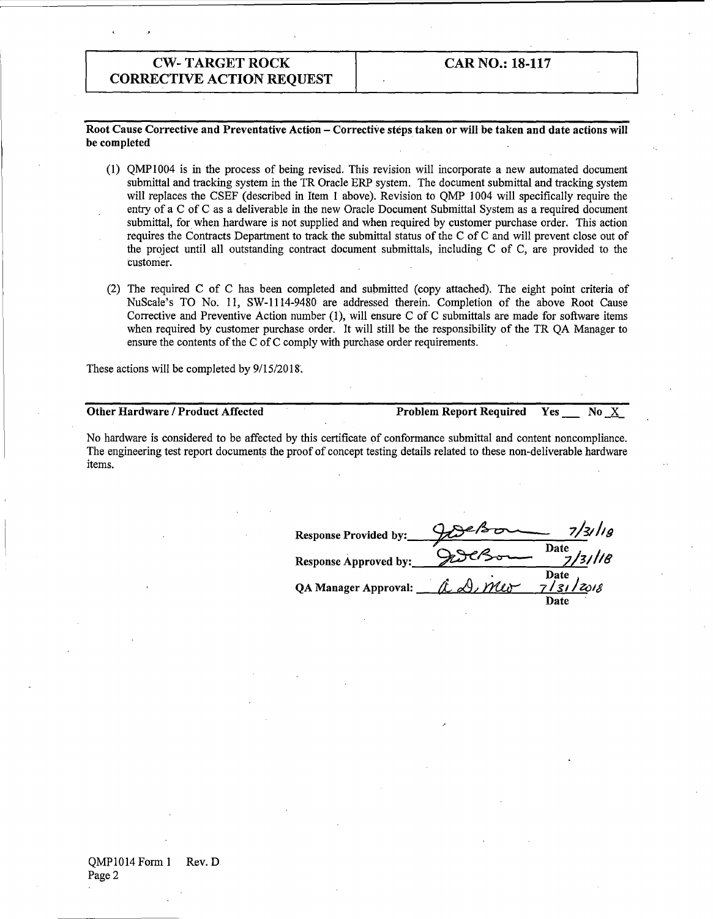| CW- TARGET ROCK CORRECTIVE ACTION REQUEST | CAR NO.: 18-117 |
|---|---|

**Root Cause Corrective and Preventative Action – Corrective steps taken or will be taken and date actions will be completed**

(1) QMP1004 is in the process of being revised. This revision will incorporate a new automated document submittal and tracking system in the TR Oracle ERP system. The document submittal and tracking system will replaces the CSEF (described in Item 1 above). Revision to QMP 1004 will specifically require the entry of a C of C as a deliverable in the new Oracle Document Submittal System as a required document submittal, for when hardware is not supplied and when required by customer purchase order. This action requires the Contracts Department to track the submittal status of the C of C and will prevent close out of the project until all outstanding contract document submittals, including C of C, are provided to the customer.

(2) The required C of C has been completed and submitted (copy attached). The eight point criteria of NuScale's TO No. 11, SW-1114-9480 are addressed therein. Completion of the above Root Cause Corrective and Preventive Action number (1), will ensure C of C submittals are made for software items when required by customer purchase order. It will still be the responsibility of the TR QA Manager to ensure the contents of the C of C comply with purchase order requirements.

These actions will be completed by 9/15/2018.

**Other Hardware / Product Affected** **Problem Report Required Yes ___ No X**

No hardware is considered to be affected by this certificate of conformance submittal and content noncompliance. The engineering test report documents the proof of concept testing details related to these non-deliverable hardware items.

**Response Provided by:** [signature] 7/31/18
Date

**Response Approved by:** [signature] 7/31/18
Date

**QA Manager Approval:** [signature] 7/31/2018
Date

QMP1014 Form 1 Rev. D
Page 2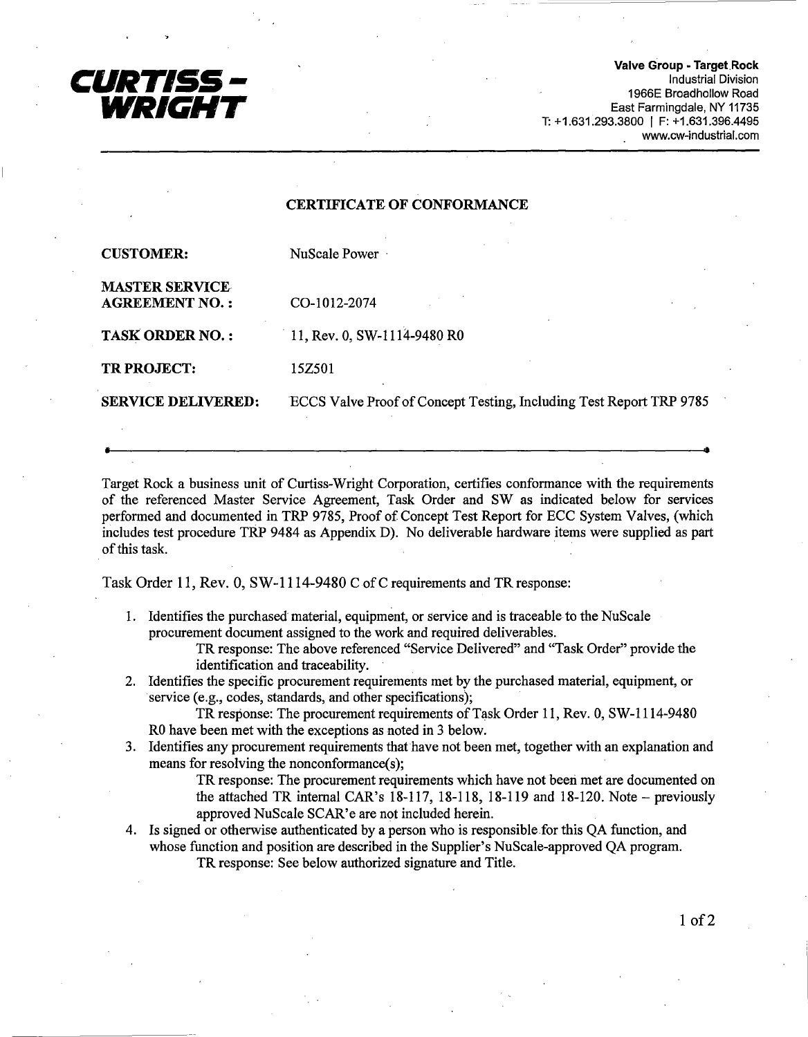**CURTISS - WRIGHT**

**Valve Group - Target Rock**
Industrial Division
1966E Broadhollow Road
East Farmingdale, NY 11735
T: +1.631.293.3800 | F: +1.631.396.4495
www.cw-industrial.com

## CERTIFICATE OF CONFORMANCE

| | |
|---|---|
| **CUSTOMER:** | NuScale Power |
| **MASTER SERVICE AGREEMENT NO.:** | CO-1012-2074 |
| **TASK ORDER NO.:** | 11, Rev. 0, SW-1114-9480 R0 |
| **TR PROJECT:** | 15Z501 |
| **SERVICE DELIVERED:** | ECCS Valve Proof of Concept Testing, Including Test Report TRP 9785 |

---

Target Rock a business unit of Curtiss-Wright Corporation, certifies conformance with the requirements of the referenced Master Service Agreement, Task Order and SW as indicated below for services performed and documented in TRP 9785, Proof of Concept Test Report for ECC System Valves, (which includes test procedure TRP 9484 as Appendix D). No deliverable hardware items were supplied as part of this task.

Task Order 11, Rev. 0, SW-1114-9480 C of C requirements and TR response:

1. Identifies the purchased material, equipment, or service and is traceable to the NuScale procurement document assigned to the work and required deliverables.
   TR response: The above referenced "Service Delivered" and "Task Order" provide the identification and traceability.
2. Identifies the specific procurement requirements met by the purchased material, equipment, or service (e.g., codes, standards, and other specifications);
   TR response: The procurement requirements of Task Order 11, Rev. 0, SW-1114-9480 R0 have been met with the exceptions as noted in 3 below.
3. Identifies any procurement requirements that have not been met, together with an explanation and means for resolving the nonconformance(s);
   TR response: The procurement requirements which have not been met are documented on the attached TR internal CAR's 18-117, 18-118, 18-119 and 18-120. Note – previously approved NuScale SCAR'e are not included herein.
4. Is signed or otherwise authenticated by a person who is responsible for this QA function, and whose function and position are described in the Supplier's NuScale-approved QA program.
   TR response: See below authorized signature and Title.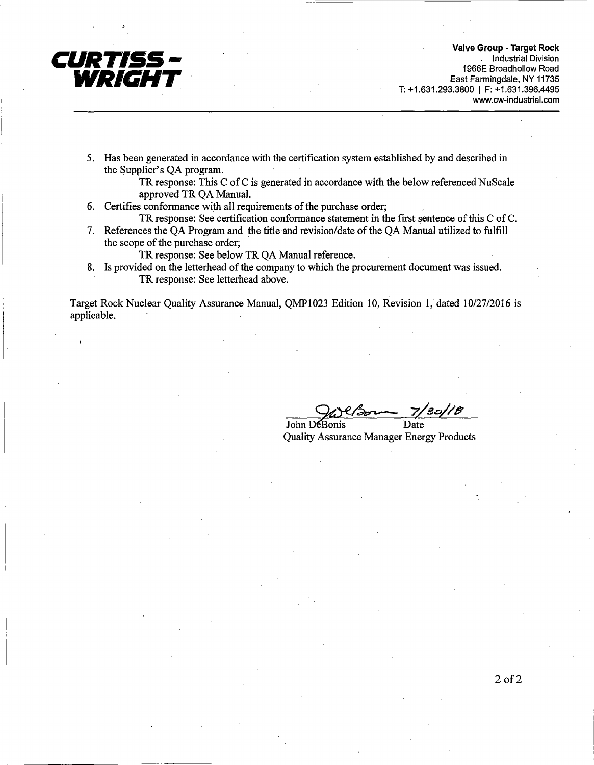**CURTISS - WRIGHT**

**Valve Group - Target Rock**
Industrial Division
1966E Broadhollow Road
East Farmingdale, NY 11735
T: +1.631.293.3800 | F: +1.631.396.4495
www.cw-industrial.com

5. Has been generated in accordance with the certification system established by and described in the Supplier's QA program.
   TR response: This C of C is generated in accordance with the below referenced NuScale approved TR QA Manual.
6. Certifies conformance with all requirements of the purchase order;
   TR response: See certification conformance statement in the first sentence of this C of C.
7. References the QA Program and the title and revision/date of the QA Manual utilized to fulfill the scope of the purchase order;
   TR response: See below TR QA Manual reference.
8. Is provided on the letterhead of the company to which the procurement document was issued.
   TR response: See letterhead above.

Target Rock Nuclear Quality Assurance Manual, QMP1023 Edition 10, Revision 1, dated 10/27/2016 is applicable.

John DeBonis — Date: 7/30/18
Quality Assurance Manager Energy Products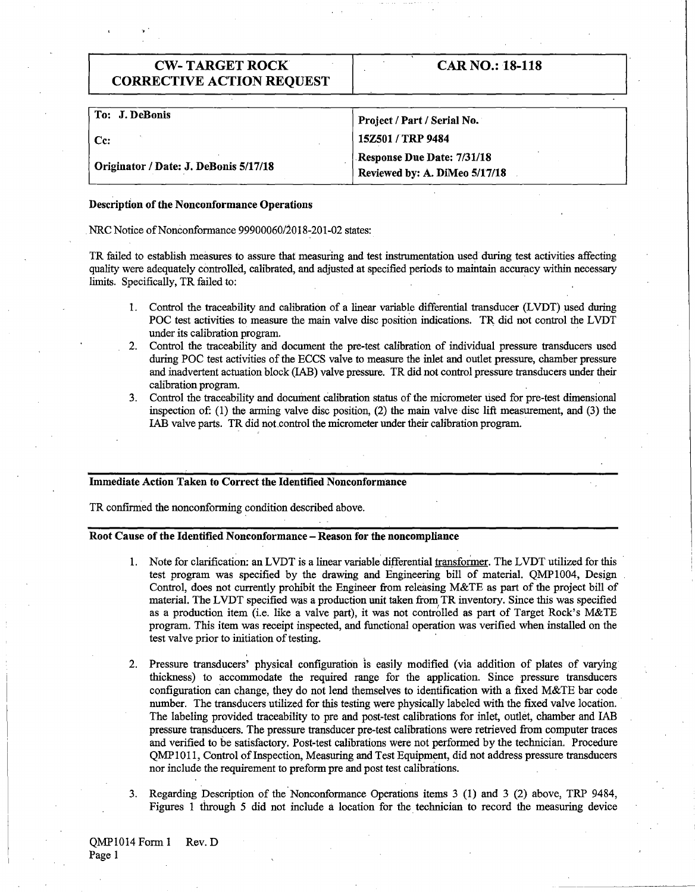| CW- TARGET ROCK CORRECTIVE ACTION REQUEST | CAR NO.: 18-118 |
| --- | --- |

| To: J. DeBonis | Project / Part / Serial No. |
| --- | --- |
| Cc: | 15Z501 / TRP 9484 |
| Originator / Date: J. DeBonis 5/17/18 | Response Due Date: 7/31/18<br>Reviewed by: A. DiMeo 5/17/18 |

**Description of the Nonconformance Operations**

NRC Notice of Nonconformance 99900060/2018-201-02 states:

TR failed to establish measures to assure that measuring and test instrumentation used during test activities affecting quality were adequately controlled, calibrated, and adjusted at specified periods to maintain accuracy within necessary limits. Specifically, TR failed to:

1. Control the traceability and calibration of a linear variable differential transducer (LVDT) used during POC test activities to measure the main valve disc position indications. TR did not control the LVDT under its calibration program.
2. Control the traceability and document the pre-test calibration of individual pressure transducers used during POC test activities of the ECCS valve to measure the inlet and outlet pressure, chamber pressure and inadvertent actuation block (IAB) valve pressure. TR did not control pressure transducers under their calibration program.
3. Control the traceability and document calibration status of the micrometer used for pre-test dimensional inspection of: (1) the arming valve disc position, (2) the main valve disc lift measurement, and (3) the IAB valve parts. TR did not control the micrometer under their calibration program.

**Immediate Action Taken to Correct the Identified Nonconformance**

TR confirmed the nonconforming condition described above.

**Root Cause of the Identified Nonconformance – Reason for the noncompliance**

1. Note for clarification: an LVDT is a linear variable differential transformer. The LVDT utilized for this test program was specified by the drawing and Engineering bill of material. QMP1004, Design Control, does not currently prohibit the Engineer from releasing M&TE as part of the project bill of material. The LVDT specified was a production unit taken from TR inventory. Since this was specified as a production item (i.e. like a valve part), it was not controlled as part of Target Rock's M&TE program. This item was receipt inspected, and functional operation was verified when installed on the test valve prior to initiation of testing.

2. Pressure transducers' physical configuration is easily modified (via addition of plates of varying thickness) to accommodate the required range for the application. Since pressure transducers configuration can change, they do not lend themselves to identification with a fixed M&TE bar code number. The transducers utilized for this testing were physically labeled with the fixed valve location. The labeling provided traceability to pre and post-test calibrations for inlet, outlet, chamber and IAB pressure transducers. The pressure transducer pre-test calibrations were retrieved from computer traces and verified to be satisfactory. Post-test calibrations were not performed by the technician. Procedure QMP1011, Control of Inspection, Measuring and Test Equipment, did not address pressure transducers nor include the requirement to preform pre and post test calibrations.

3. Regarding Description of the Nonconformance Operations items 3 (1) and 3 (2) above, TRP 9484, Figures 1 through 5 did not include a location for the technician to record the measuring device

QMP1014 Form 1 Rev. D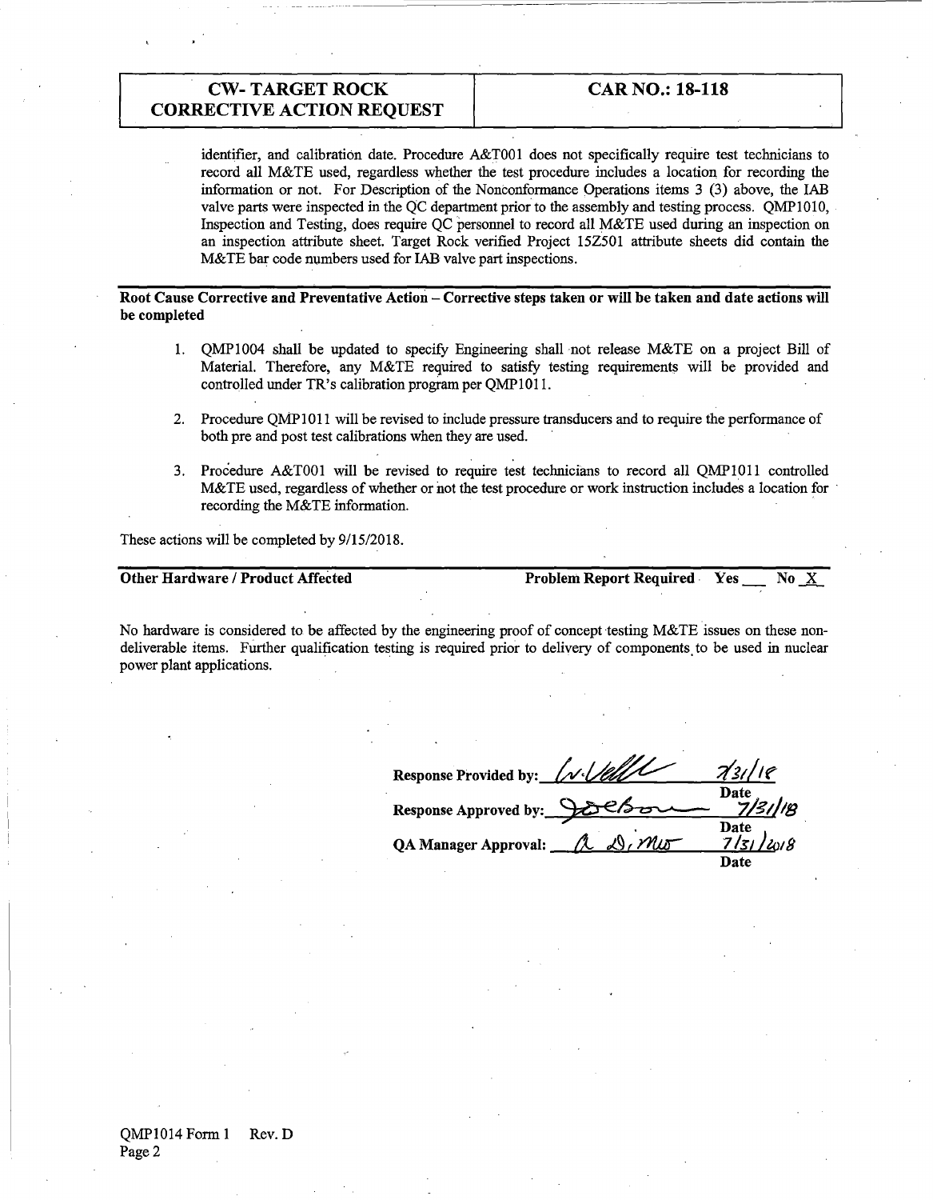| CW- TARGET ROCK CORRECTIVE ACTION REQUEST | CAR NO.: 18-118 |
|---|---|

identifier, and calibration date. Procedure A&T001 does not specifically require test technicians to record all M&TE used, regardless whether the test procedure includes a location for recording the information or not. For Description of the Nonconformance Operations items 3 (3) above, the IAB valve parts were inspected in the QC department prior to the assembly and testing process. QMP1010, Inspection and Testing, does require QC personnel to record all M&TE used during an inspection on an inspection attribute sheet. Target Rock verified Project 15Z501 attribute sheets did contain the M&TE bar code numbers used for IAB valve part inspections.

**Root Cause Corrective and Preventative Action – Corrective steps taken or will be taken and date actions will be completed**

1. QMP1004 shall be updated to specify Engineering shall not release M&TE on a project Bill of Material. Therefore, any M&TE required to satisfy testing requirements will be provided and controlled under TR's calibration program per QMP1011.
2. Procedure QMP1011 will be revised to include pressure transducers and to require the performance of both pre and post test calibrations when they are used.
3. Procedure A&T001 will be revised to require test technicians to record all QMP1011 controlled M&TE used, regardless of whether or not the test procedure or work instruction includes a location for recording the M&TE information.

These actions will be completed by 9/15/2018.

**Other Hardware / Product Affected** — **Problem Report Required Yes ___ No X**

No hardware is considered to be affected by the engineering proof of concept testing M&TE issues on these non-deliverable items. Further qualification testing is required prior to delivery of components to be used in nuclear power plant applications.

**Response Provided by:** [signature] 7/31/18 **Date**

**Response Approved by:** [signature] 7/31/18 **Date**

**QA Manager Approval:** [signature] 7/31/2018 **Date**

QMP1014 Form 1 Rev. D
Page 2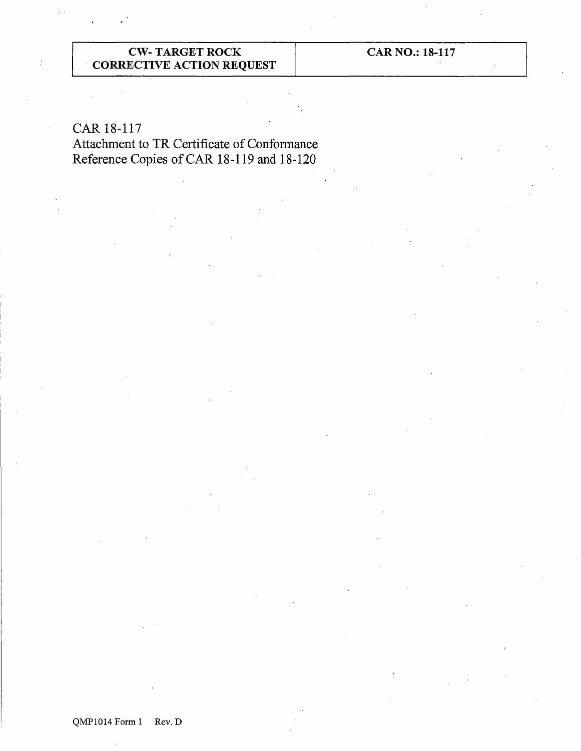| CW- TARGET ROCK CORRECTIVE ACTION REQUEST | CAR NO.: 18-117 |
| --- | --- |

CAR 18-117
Attachment to TR Certificate of Conformance
Reference Copies of CAR 18-119 and 18-120

QMP1014 Form 1 Rev. D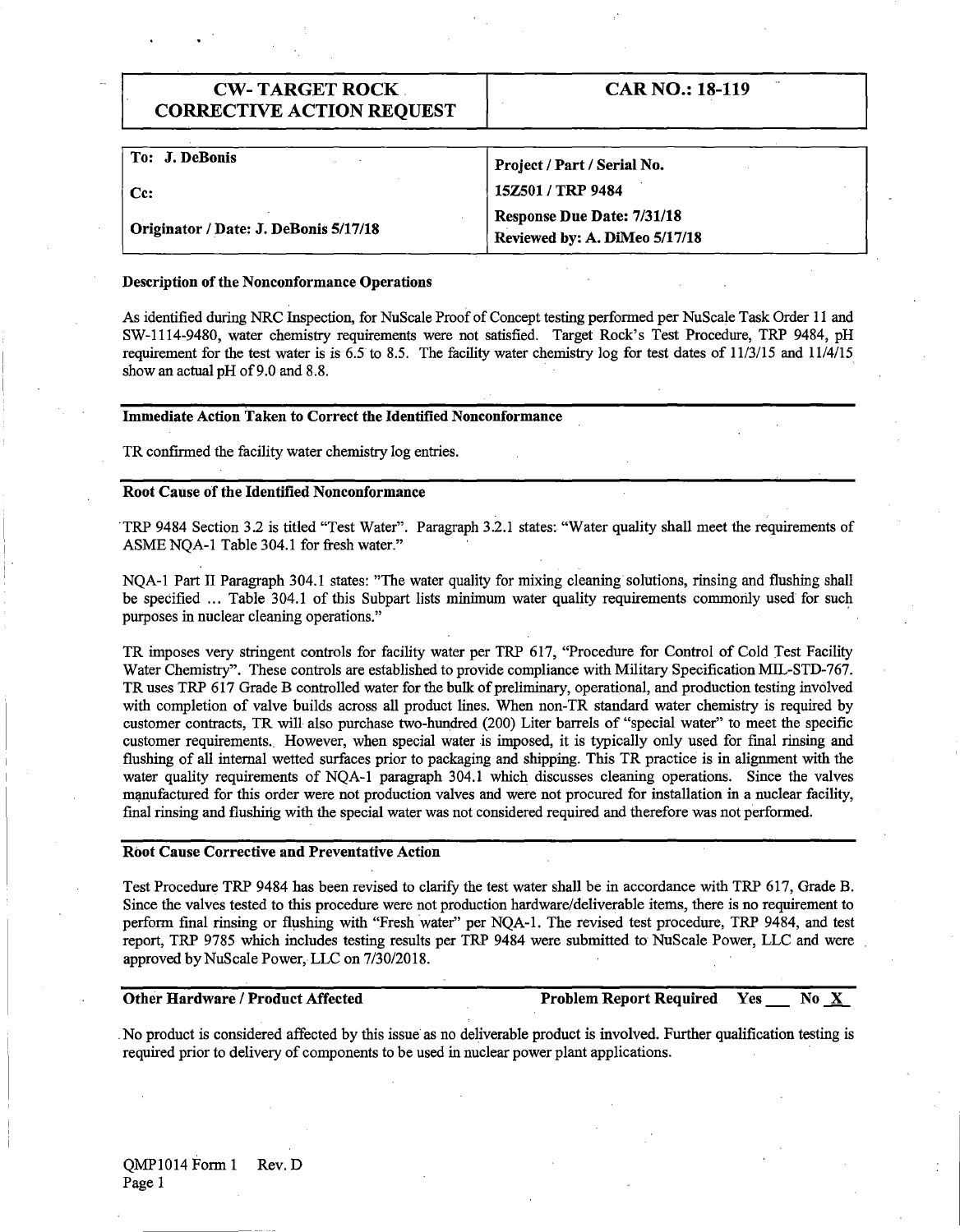| CW- TARGET ROCK CORRECTIVE ACTION REQUEST | CAR NO.: 18-119 |
|---|---|

| To: J. DeBonis | Project / Part / Serial No. |
|---|---|
| Cc: | 15Z501 / TRP 9484 |
| Originator / Date: J. DeBonis 5/17/18 | Response Due Date: 7/31/18<br>Reviewed by: A. DiMeo 5/17/18 |

**Description of the Nonconformance Operations**

As identified during NRC Inspection, for NuScale Proof of Concept testing performed per NuScale Task Order 11 and SW-1114-9480, water chemistry requirements were not satisfied. Target Rock's Test Procedure, TRP 9484, pH requirement for the test water is is 6.5 to 8.5. The facility water chemistry log for test dates of 11/3/15 and 11/4/15 show an actual pH of 9.0 and 8.8.

**Immediate Action Taken to Correct the Identified Nonconformance**

TR confirmed the facility water chemistry log entries.

**Root Cause of the Identified Nonconformance**

TRP 9484 Section 3.2 is titled "Test Water". Paragraph 3.2.1 states: "Water quality shall meet the requirements of ASME NQA-1 Table 304.1 for fresh water."

NQA-1 Part II Paragraph 304.1 states: "The water quality for mixing cleaning solutions, rinsing and flushing shall be specified ... Table 304.1 of this Subpart lists minimum water quality requirements commonly used for such purposes in nuclear cleaning operations."

TR imposes very stringent controls for facility water per TRP 617, "Procedure for Control of Cold Test Facility Water Chemistry". These controls are established to provide compliance with Military Specification MIL-STD-767. TR uses TRP 617 Grade B controlled water for the bulk of preliminary, operational, and production testing involved with completion of valve builds across all product lines. When non-TR standard water chemistry is required by customer contracts, TR will also purchase two-hundred (200) Liter barrels of "special water" to meet the specific customer requirements. However, when special water is imposed, it is typically only used for final rinsing and flushing of all internal wetted surfaces prior to packaging and shipping. This TR practice is in alignment with the water quality requirements of NQA-1 paragraph 304.1 which discusses cleaning operations. Since the valves manufactured for this order were not production valves and were not procured for installation in a nuclear facility, final rinsing and flushing with the special water was not considered required and therefore was not performed.

**Root Cause Corrective and Preventative Action**

Test Procedure TRP 9484 has been revised to clarify the test water shall be in accordance with TRP 617, Grade B. Since the valves tested to this procedure were not production hardware/deliverable items, there is no requirement to perform final rinsing or flushing with "Fresh water" per NQA-1. The revised test procedure, TRP 9484, and test report, TRP 9785 which includes testing results per TRP 9484 were submitted to NuScale Power, LLC and were approved by NuScale Power, LLC on 7/30/2018.

**Other Hardware / Product Affected** **Problem Report Required Yes \_\_\_ No X**

No product is considered affected by this issue as no deliverable product is involved. Further qualification testing is required prior to delivery of components to be used in nuclear power plant applications.

QMP1014 Form 1 Rev. D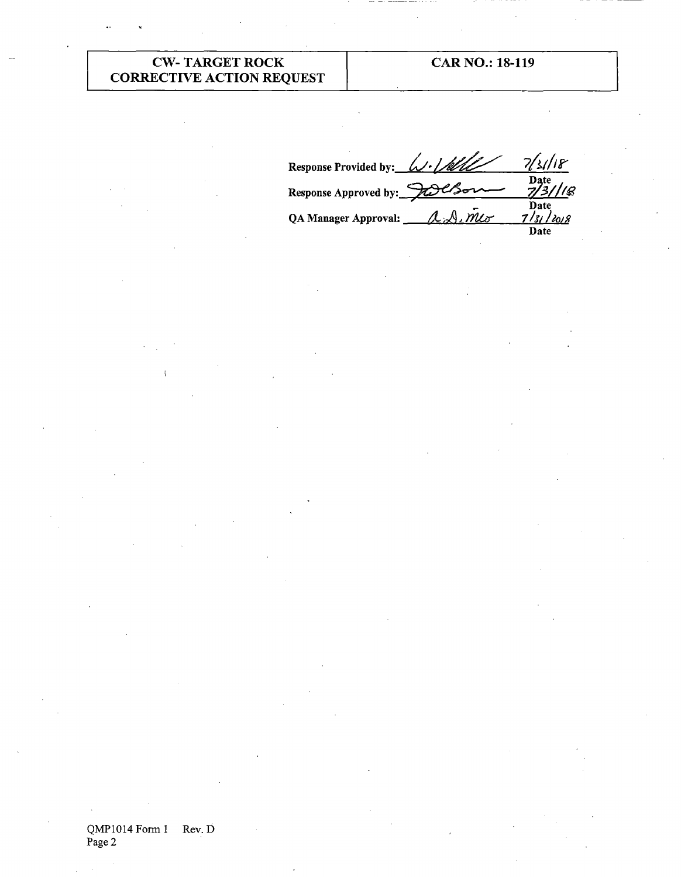| CW- TARGET ROCK CORRECTIVE ACTION REQUEST | CAR NO.: 18-119 |
| --- | --- |

| | | |
| --- | --- | --- |
| **Response Provided by:** | W. [signature] | 7/31/18 **Date** |
| **Response Approved by:** | [signature] | 7/31/18 **Date** |
| **QA Manager Approval:** | [signature] | 7/31/2018 **Date** |

QMP1014 Form 1 Rev. D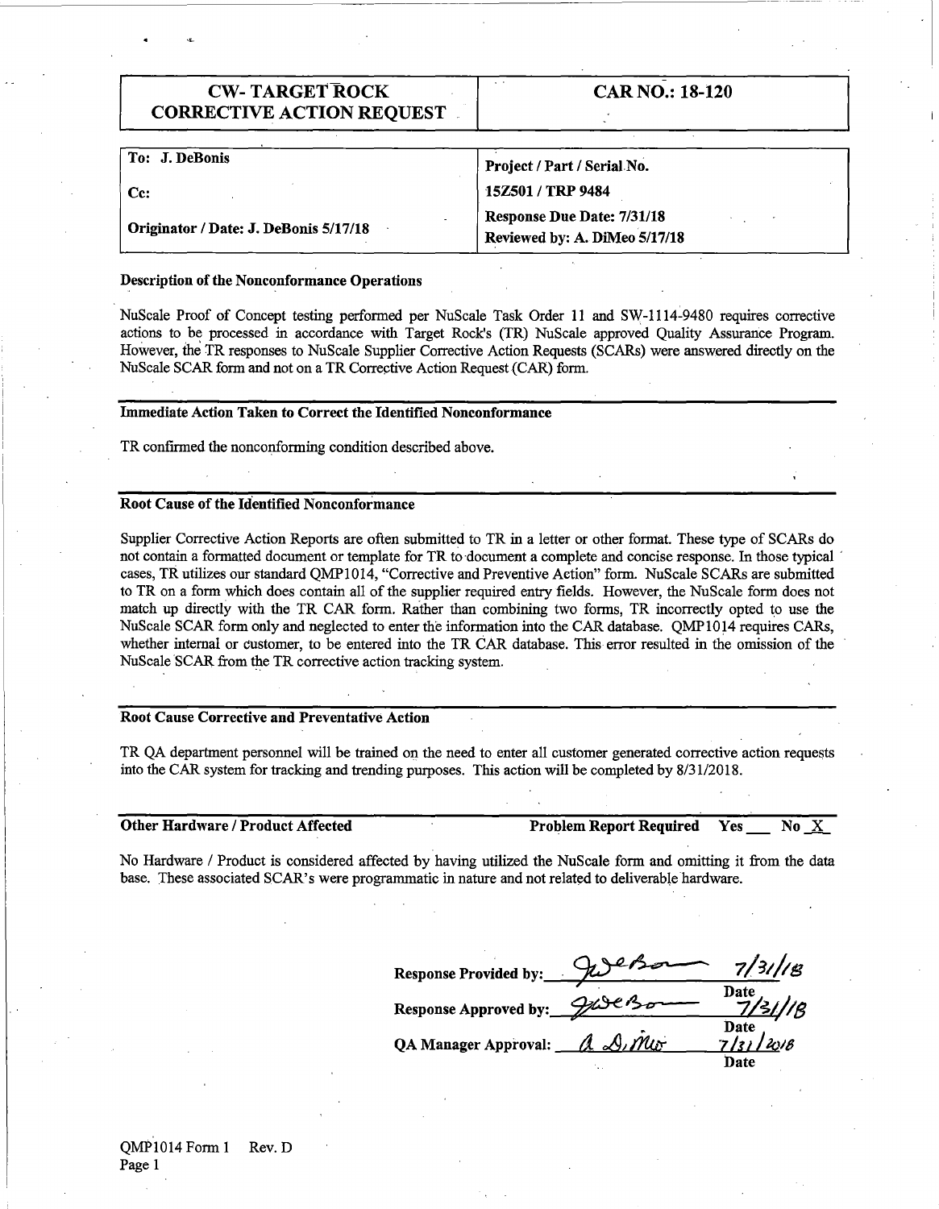| CW- TARGET ROCK CORRECTIVE ACTION REQUEST | CAR NO.: 18-120 |
| --- | --- |

| | |
| --- | --- |
| To: J. DeBonis | Project / Part / Serial No. |
| Cc: | 15Z501 / TRP 9484 |
| Originator / Date: J. DeBonis 5/17/18 | Response Due Date: 7/31/18<br>Reviewed by: A. DiMeo 5/17/18 |

**Description of the Nonconformance Operations**

NuScale Proof of Concept testing performed per NuScale Task Order 11 and SW-1114-9480 requires corrective actions to be processed in accordance with Target Rock's (TR) NuScale approved Quality Assurance Program. However, the TR responses to NuScale Supplier Corrective Action Requests (SCARs) were answered directly on the NuScale SCAR form and not on a TR Corrective Action Request (CAR) form.

**Immediate Action Taken to Correct the Identified Nonconformance**

TR confirmed the nonconforming condition described above.

**Root Cause of the Identified Nonconformance**

Supplier Corrective Action Reports are often submitted to TR in a letter or other format. These type of SCARs do not contain a formatted document or template for TR to document a complete and concise response. In those typical cases, TR utilizes our standard QMP1014, "Corrective and Preventive Action" form. NuScale SCARs are submitted to TR on a form which does contain all of the supplier required entry fields. However, the NuScale form does not match up directly with the TR CAR form. Rather than combining two forms, TR incorrectly opted to use the NuScale SCAR form only and neglected to enter the information into the CAR database. QMP1014 requires CARs, whether internal or customer, to be entered into the TR CAR database. This error resulted in the omission of the NuScale SCAR from the TR corrective action tracking system.

**Root Cause Corrective and Preventative Action**

TR QA department personnel will be trained on the need to enter all customer generated corrective action requests into the CAR system for tracking and trending purposes. This action will be completed by 8/31/2018.

**Other Hardware / Product Affected** **Problem Report Required Yes \_\_\_ No X**

No Hardware / Product is considered affected by having utilized the NuScale form and omitting it from the data base. These associated SCAR's were programmatic in nature and not related to deliverable hardware.

| | | |
| --- | --- | --- |
| Response Provided by: | JDeBon | 7/31/18<br>Date |
| Response Approved by: | JDeBon | 7/31/18<br>Date |
| QA Manager Approval: | A DiMeo | 7/31/2018<br>Date |

QMP1014 Form 1 Rev. D
Page 1